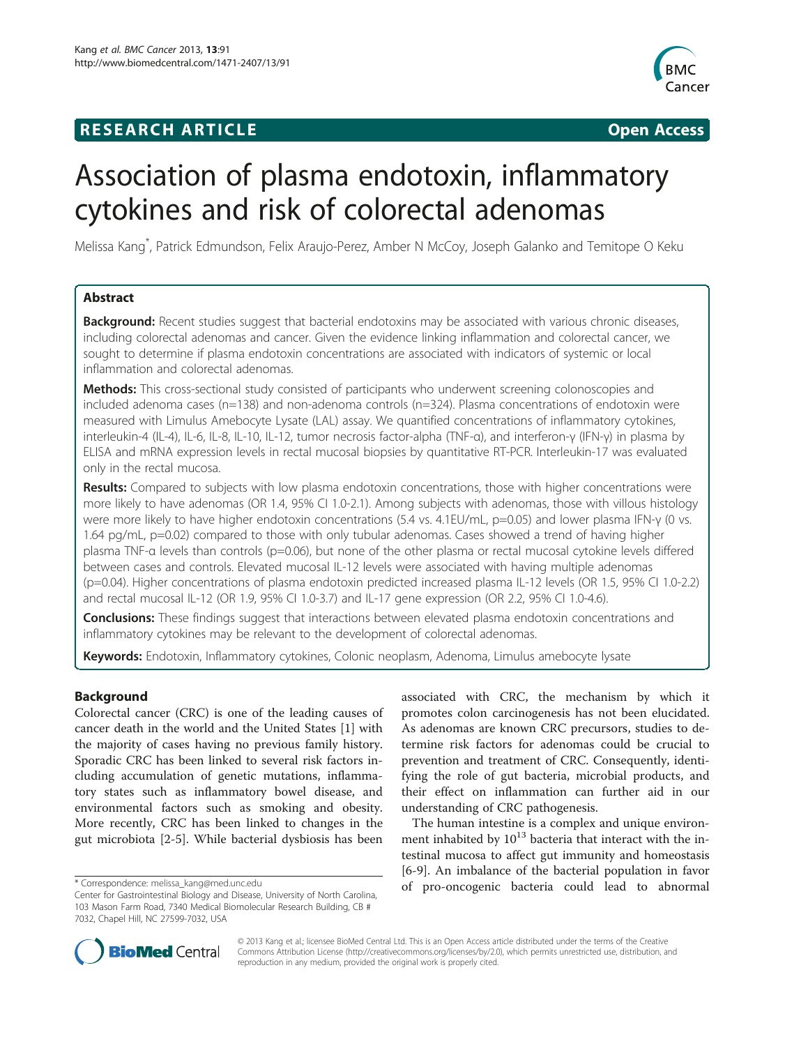RESEARCH ARTICLE **Open Access**

# Association of plasma endotoxin, inflammatory cytokines and risk of colorectal adenomas

Melissa Kang*, Patrick Edmundson, Felix Araujo-Perez, Amber N McCoy, Joseph Galanko and Temitope O Keku

## Abstract

**Background:** Recent studies suggest that bacterial endotoxins may be associated with various chronic diseases, including colorectal adenomas and cancer. Given the evidence linking inflammation and colorectal cancer, we sought to determine if plasma endotoxin concentrations are associated with indicators of systemic or local inflammation and colorectal adenomas.

**Methods:** This cross-sectional study consisted of participants who underwent screening colonoscopies and included adenoma cases (n=138) and non-adenoma controls (n=324). Plasma concentrations of endotoxin were measured with Limulus Amebocyte Lysate (LAL) assay. We quantified concentrations of inflammatory cytokines, interleukin-4 (IL-4), IL-6, IL-8, IL-10, IL-12, tumor necrosis factor-alpha (TNF-α), and interferon-γ (IFN-γ) in plasma by ELISA and mRNA expression levels in rectal mucosal biopsies by quantitative RT-PCR. Interleukin-17 was evaluated only in the rectal mucosa.

**Results:** Compared to subjects with low plasma endotoxin concentrations, those with higher concentrations were more likely to have adenomas (OR 1.4, 95% CI 1.0-2.1). Among subjects with adenomas, those with villous histology were more likely to have higher endotoxin concentrations (5.4 vs. 4.1EU/mL, p=0.05) and lower plasma IFN-γ (0 vs. 1.64 pg/mL, p=0.02) compared to those with only tubular adenomas. Cases showed a trend of having higher plasma TNF-α levels than controls (p=0.06), but none of the other plasma or rectal mucosal cytokine levels differed between cases and controls. Elevated mucosal IL-12 levels were associated with having multiple adenomas (p=0.04). Higher concentrations of plasma endotoxin predicted increased plasma IL-12 levels (OR 1.5, 95% CI 1.0-2.2) and rectal mucosal IL-12 (OR 1.9, 95% CI 1.0-3.7) and IL-17 gene expression (OR 2.2, 95% CI 1.0-4.6).

**Conclusions:** These findings suggest that interactions between elevated plasma endotoxin concentrations and inflammatory cytokines may be relevant to the development of colorectal adenomas.

**Keywords:** Endotoxin, Inflammatory cytokines, Colonic neoplasm, Adenoma, Limulus amebocyte lysate

## Background

Colorectal cancer (CRC) is one of the leading causes of cancer death in the world and the United States [1] with the majority of cases having no previous family history. Sporadic CRC has been linked to several risk factors including accumulation of genetic mutations, inflammatory states such as inflammatory bowel disease, and environmental factors such as smoking and obesity. More recently, CRC has been linked to changes in the gut microbiota [2-5]. While bacterial dysbiosis has been associated with CRC, the mechanism by which it promotes colon carcinogenesis has not been elucidated. As adenomas are known CRC precursors, studies to determine risk factors for adenomas could be crucial to prevention and treatment of CRC. Consequently, identifying the role of gut bacteria, microbial products, and their effect on inflammation can further aid in our understanding of CRC pathogenesis.

The human intestine is a complex and unique environment inhabited by $10^{13}$ bacteria that interact with the intestinal mucosa to affect gut immunity and homeostasis [6-9]. An imbalance of the bacterial population in favor of pro-oncogenic bacteria could lead to abnormal

* Correspondence: melissa_kang@med.unc.edu
Center for Gastrointestinal Biology and Disease, University of North Carolina, 103 Mason Farm Road, 7340 Medical Biomolecular Research Building, CB # 7032, Chapel Hill, NC 27599-7032, USA

© 2013 Kang et al.; licensee BioMed Central Ltd. This is an Open Access article distributed under the terms of the Creative Commons Attribution License (http://creativecommons.org/licenses/by/2.0), which permits unrestricted use, distribution, and reproduction in any medium, provided the original work is properly cited.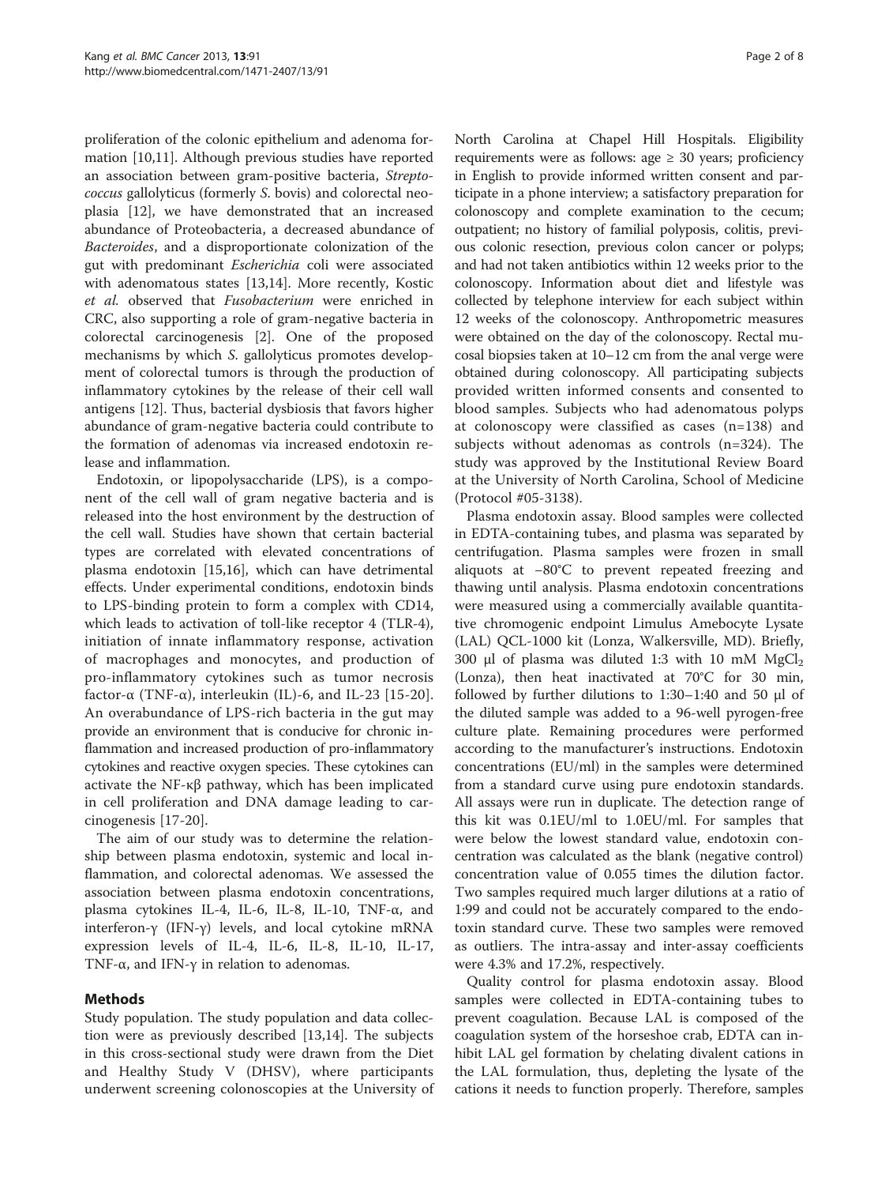proliferation of the colonic epithelium and adenoma formation [10,11]. Although previous studies have reported an association between gram-positive bacteria, *Streptococcus* gallolyticus (formerly *S.* bovis) and colorectal neoplasia [12], we have demonstrated that an increased abundance of Proteobacteria, a decreased abundance of *Bacteroides*, and a disproportionate colonization of the gut with predominant *Escherichia* coli were associated with adenomatous states [13,14]. More recently, Kostic *et al.* observed that *Fusobacterium* were enriched in CRC, also supporting a role of gram-negative bacteria in colorectal carcinogenesis [2]. One of the proposed mechanisms by which *S.* gallolyticus promotes development of colorectal tumors is through the production of inflammatory cytokines by the release of their cell wall antigens [12]. Thus, bacterial dysbiosis that favors higher abundance of gram-negative bacteria could contribute to the formation of adenomas via increased endotoxin release and inflammation.

Endotoxin, or lipopolysaccharide (LPS), is a component of the cell wall of gram negative bacteria and is released into the host environment by the destruction of the cell wall. Studies have shown that certain bacterial types are correlated with elevated concentrations of plasma endotoxin [15,16], which can have detrimental effects. Under experimental conditions, endotoxin binds to LPS-binding protein to form a complex with CD14, which leads to activation of toll-like receptor 4 (TLR-4), initiation of innate inflammatory response, activation of macrophages and monocytes, and production of pro-inflammatory cytokines such as tumor necrosis factor-α (TNF-α), interleukin (IL)-6, and IL-23 [15-20]. An overabundance of LPS-rich bacteria in the gut may provide an environment that is conducive for chronic inflammation and increased production of pro-inflammatory cytokines and reactive oxygen species. These cytokines can activate the NF-κβ pathway, which has been implicated in cell proliferation and DNA damage leading to carcinogenesis [17-20].

The aim of our study was to determine the relationship between plasma endotoxin, systemic and local inflammation, and colorectal adenomas. We assessed the association between plasma endotoxin concentrations, plasma cytokines IL-4, IL-6, IL-8, IL-10, TNF-α, and interferon-γ (IFN-γ) levels, and local cytokine mRNA expression levels of IL-4, IL-6, IL-8, IL-10, IL-17, TNF-α, and IFN-γ in relation to adenomas.

## Methods

Study population. The study population and data collection were as previously described [13,14]. The subjects in this cross-sectional study were drawn from the Diet and Healthy Study V (DHSV), where participants underwent screening colonoscopies at the University of North Carolina at Chapel Hill Hospitals. Eligibility requirements were as follows: age ≥ 30 years; proficiency in English to provide informed written consent and participate in a phone interview; a satisfactory preparation for colonoscopy and complete examination to the cecum; outpatient; no history of familial polyposis, colitis, previous colonic resection, previous colon cancer or polyps; and had not taken antibiotics within 12 weeks prior to the colonoscopy. Information about diet and lifestyle was collected by telephone interview for each subject within 12 weeks of the colonoscopy. Anthropometric measures were obtained on the day of the colonoscopy. Rectal mucosal biopsies taken at 10–12 cm from the anal verge were obtained during colonoscopy. All participating subjects provided written informed consents and consented to blood samples. Subjects who had adenomatous polyps at colonoscopy were classified as cases (n=138) and subjects without adenomas as controls (n=324). The study was approved by the Institutional Review Board at the University of North Carolina, School of Medicine (Protocol #05-3138).

Plasma endotoxin assay. Blood samples were collected in EDTA-containing tubes, and plasma was separated by centrifugation. Plasma samples were frozen in small aliquots at −80°C to prevent repeated freezing and thawing until analysis. Plasma endotoxin concentrations were measured using a commercially available quantitative chromogenic endpoint Limulus Amebocyte Lysate (LAL) QCL-1000 kit (Lonza, Walkersville, MD). Briefly, 300 μl of plasma was diluted 1:3 with 10 mM $MgCl_2$ (Lonza), then heat inactivated at 70°C for 30 min, followed by further dilutions to 1:30–1:40 and 50 μl of the diluted sample was added to a 96-well pyrogen-free culture plate. Remaining procedures were performed according to the manufacturer's instructions. Endotoxin concentrations (EU/ml) in the samples were determined from a standard curve using pure endotoxin standards. All assays were run in duplicate. The detection range of this kit was 0.1EU/ml to 1.0EU/ml. For samples that were below the lowest standard value, endotoxin concentration was calculated as the blank (negative control) concentration value of 0.055 times the dilution factor. Two samples required much larger dilutions at a ratio of 1:99 and could not be accurately compared to the endotoxin standard curve. These two samples were removed as outliers. The intra-assay and inter-assay coefficients were 4.3% and 17.2%, respectively.

Quality control for plasma endotoxin assay. Blood samples were collected in EDTA-containing tubes to prevent coagulation. Because LAL is composed of the coagulation system of the horseshoe crab, EDTA can inhibit LAL gel formation by chelating divalent cations in the LAL formulation, thus, depleting the lysate of the cations it needs to function properly. Therefore, samples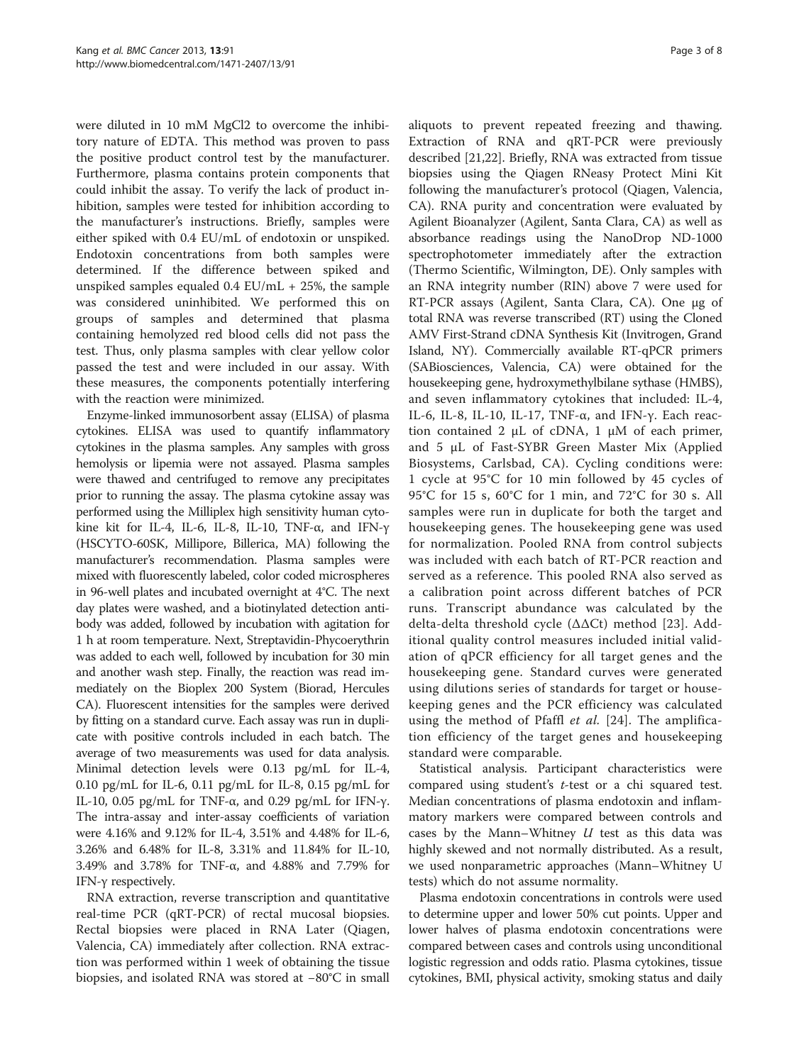were diluted in 10 mM MgCl2 to overcome the inhibitory nature of EDTA. This method was proven to pass the positive product control test by the manufacturer. Furthermore, plasma contains protein components that could inhibit the assay. To verify the lack of product inhibition, samples were tested for inhibition according to the manufacturer's instructions. Briefly, samples were either spiked with 0.4 EU/mL of endotoxin or unspiked. Endotoxin concentrations from both samples were determined. If the difference between spiked and unspiked samples equaled 0.4 EU/mL + 25%, the sample was considered uninhibited. We performed this on groups of samples and determined that plasma containing hemolyzed red blood cells did not pass the test. Thus, only plasma samples with clear yellow color passed the test and were included in our assay. With these measures, the components potentially interfering with the reaction were minimized.

Enzyme-linked immunosorbent assay (ELISA) of plasma cytokines. ELISA was used to quantify inflammatory cytokines in the plasma samples. Any samples with gross hemolysis or lipemia were not assayed. Plasma samples were thawed and centrifuged to remove any precipitates prior to running the assay. The plasma cytokine assay was performed using the Milliplex high sensitivity human cytokine kit for IL-4, IL-6, IL-8, IL-10, TNF-α, and IFN-γ (HSCYTO-60SK, Millipore, Billerica, MA) following the manufacturer's recommendation. Plasma samples were mixed with fluorescently labeled, color coded microspheres in 96-well plates and incubated overnight at 4°C. The next day plates were washed, and a biotinylated detection antibody was added, followed by incubation with agitation for 1 h at room temperature. Next, Streptavidin-Phycoerythrin was added to each well, followed by incubation for 30 min and another wash step. Finally, the reaction was read immediately on the Bioplex 200 System (Biorad, Hercules CA). Fluorescent intensities for the samples were derived by fitting on a standard curve. Each assay was run in duplicate with positive controls included in each batch. The average of two measurements was used for data analysis. Minimal detection levels were 0.13 pg/mL for IL-4, 0.10 pg/mL for IL-6, 0.11 pg/mL for IL-8, 0.15 pg/mL for IL-10, 0.05 pg/mL for TNF-α, and 0.29 pg/mL for IFN-γ. The intra-assay and inter-assay coefficients of variation were 4.16% and 9.12% for IL-4, 3.51% and 4.48% for IL-6, 3.26% and 6.48% for IL-8, 3.31% and 11.84% for IL-10, 3.49% and 3.78% for TNF-α, and 4.88% and 7.79% for IFN-γ respectively.

RNA extraction, reverse transcription and quantitative real-time PCR (qRT-PCR) of rectal mucosal biopsies. Rectal biopsies were placed in RNA Later (Qiagen, Valencia, CA) immediately after collection. RNA extraction was performed within 1 week of obtaining the tissue biopsies, and isolated RNA was stored at −80°C in small aliquots to prevent repeated freezing and thawing. Extraction of RNA and qRT-PCR were previously described [21,22]. Briefly, RNA was extracted from tissue biopsies using the Qiagen RNeasy Protect Mini Kit following the manufacturer's protocol (Qiagen, Valencia, CA). RNA purity and concentration were evaluated by Agilent Bioanalyzer (Agilent, Santa Clara, CA) as well as absorbance readings using the NanoDrop ND-1000 spectrophotometer immediately after the extraction (Thermo Scientific, Wilmington, DE). Only samples with an RNA integrity number (RIN) above 7 were used for RT-PCR assays (Agilent, Santa Clara, CA). One μg of total RNA was reverse transcribed (RT) using the Cloned AMV First-Strand cDNA Synthesis Kit (Invitrogen, Grand Island, NY). Commercially available RT-qPCR primers (SABiosciences, Valencia, CA) were obtained for the housekeeping gene, hydroxymethylbilane sythase (HMBS), and seven inflammatory cytokines that included: IL-4, IL-6, IL-8, IL-10, IL-17, TNF-α, and IFN-γ. Each reaction contained 2 μL of cDNA, 1 μM of each primer, and 5 μL of Fast-SYBR Green Master Mix (Applied Biosystems, Carlsbad, CA). Cycling conditions were: 1 cycle at 95°C for 10 min followed by 45 cycles of 95°C for 15 s, 60°C for 1 min, and 72°C for 30 s. All samples were run in duplicate for both the target and housekeeping genes. The housekeeping gene was used for normalization. Pooled RNA from control subjects was included with each batch of RT-PCR reaction and served as a reference. This pooled RNA also served as a calibration point across different batches of PCR runs. Transcript abundance was calculated by the delta-delta threshold cycle (ΔΔCt) method [23]. Additional quality control measures included initial validation of qPCR efficiency for all target genes and the housekeeping gene. Standard curves were generated using dilutions series of standards for target or housekeeping genes and the PCR efficiency was calculated using the method of Pfaffl *et al.* [24]. The amplification efficiency of the target genes and housekeeping standard were comparable.

Statistical analysis. Participant characteristics were compared using student's *t*-test or a chi squared test. Median concentrations of plasma endotoxin and inflammatory markers were compared between controls and cases by the Mann–Whitney *U* test as this data was highly skewed and not normally distributed. As a result, we used nonparametric approaches (Mann–Whitney U tests) which do not assume normality.

Plasma endotoxin concentrations in controls were used to determine upper and lower 50% cut points. Upper and lower halves of plasma endotoxin concentrations were compared between cases and controls using unconditional logistic regression and odds ratio. Plasma cytokines, tissue cytokines, BMI, physical activity, smoking status and daily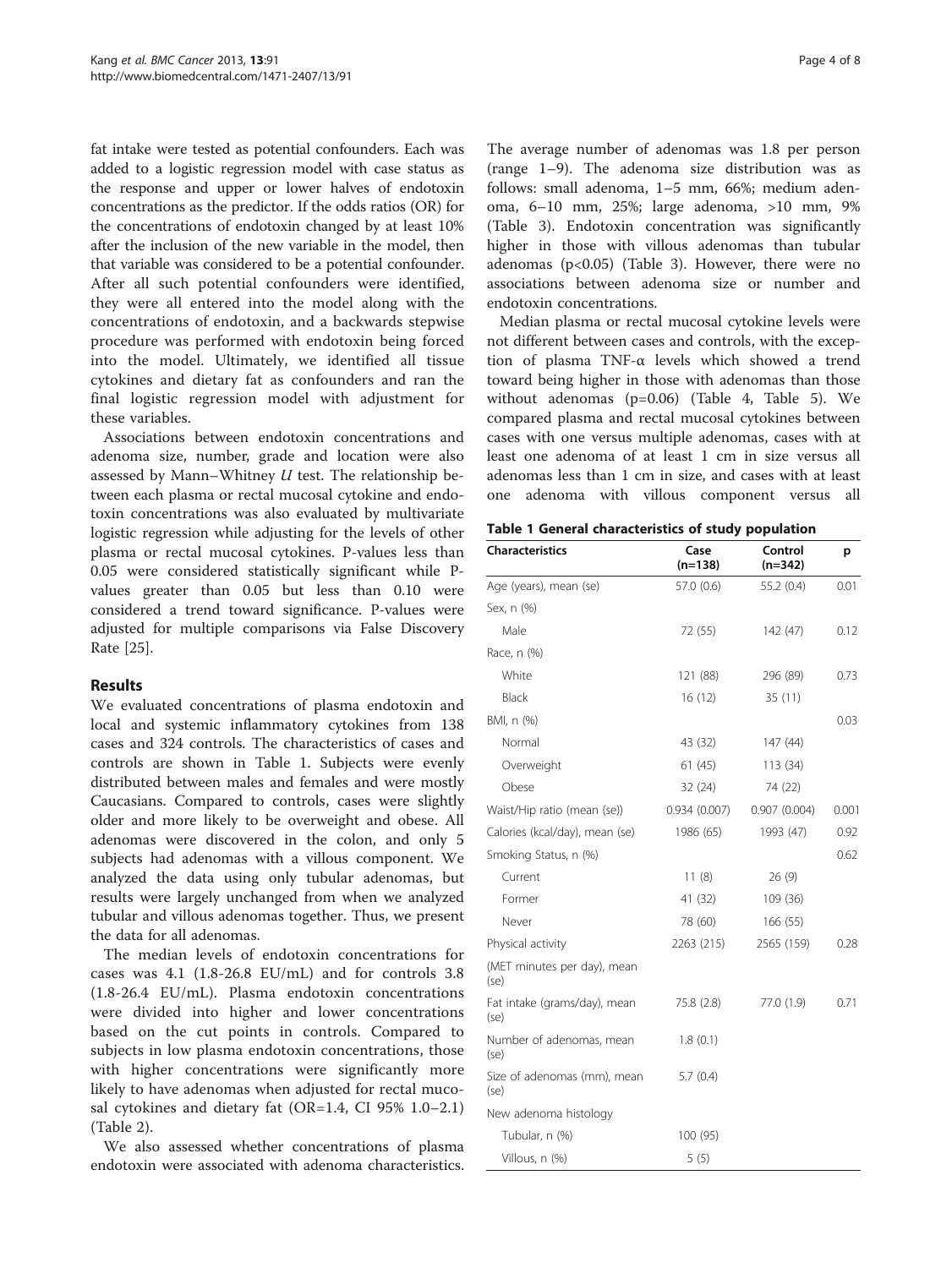fat intake were tested as potential confounders. Each was added to a logistic regression model with case status as the response and upper or lower halves of endotoxin concentrations as the predictor. If the odds ratios (OR) for the concentrations of endotoxin changed by at least 10% after the inclusion of the new variable in the model, then that variable was considered to be a potential confounder. After all such potential confounders were identified, they were all entered into the model along with the concentrations of endotoxin, and a backwards stepwise procedure was performed with endotoxin being forced into the model. Ultimately, we identified all tissue cytokines and dietary fat as confounders and ran the final logistic regression model with adjustment for these variables.

Associations between endotoxin concentrations and adenoma size, number, grade and location were also assessed by Mann–Whitney *U* test. The relationship between each plasma or rectal mucosal cytokine and endotoxin concentrations was also evaluated by multivariate logistic regression while adjusting for the levels of other plasma or rectal mucosal cytokines. P-values less than 0.05 were considered statistically significant while P-values greater than 0.05 but less than 0.10 were considered a trend toward significance. P-values were adjusted for multiple comparisons via False Discovery Rate [25].

## Results

We evaluated concentrations of plasma endotoxin and local and systemic inflammatory cytokines from 138 cases and 324 controls. The characteristics of cases and controls are shown in Table 1. Subjects were evenly distributed between males and females and were mostly Caucasians. Compared to controls, cases were slightly older and more likely to be overweight and obese. All adenomas were discovered in the colon, and only 5 subjects had adenomas with a villous component. We analyzed the data using only tubular adenomas, but results were largely unchanged from when we analyzed tubular and villous adenomas together. Thus, we present the data for all adenomas.

The median levels of endotoxin concentrations for cases was 4.1 (1.8-26.8 EU/mL) and for controls 3.8 (1.8-26.4 EU/mL). Plasma endotoxin concentrations were divided into higher and lower concentrations based on the cut points in controls. Compared to subjects in low plasma endotoxin concentrations, those with higher concentrations were significantly more likely to have adenomas when adjusted for rectal mucosal cytokines and dietary fat (OR=1.4, CI 95% 1.0–2.1) (Table 2).

We also assessed whether concentrations of plasma endotoxin were associated with adenoma characteristics. The average number of adenomas was 1.8 per person (range 1–9). The adenoma size distribution was as follows: small adenoma, 1–5 mm, 66%; medium adenoma, 6–10 mm, 25%; large adenoma, >10 mm, 9% (Table 3). Endotoxin concentration was significantly higher in those with villous adenomas than tubular adenomas ($p<0.05$) (Table 3). However, there were no associations between adenoma size or number and endotoxin concentrations.

Median plasma or rectal mucosal cytokine levels were not different between cases and controls, with the exception of plasma TNF-α levels which showed a trend toward being higher in those with adenomas than those without adenomas (p=0.06) (Table 4, Table 5). We compared plasma and rectal mucosal cytokines between cases with one versus multiple adenomas, cases with at least one adenoma of at least 1 cm in size versus all adenomas less than 1 cm in size, and cases with at least one adenoma with villous component versus all

**Table 1 General characteristics of study population**

| Characteristics | Case (n=138) | Control (n=342) | p |
|---|---|---|---|
| Age (years), mean (se) | 57.0 (0.6) | 55.2 (0.4) | 0.01 |
| Sex, n (%) | | | |
| Male | 72 (55) | 142 (47) | 0.12 |
| Race, n (%) | | | |
| White | 121 (88) | 296 (89) | 0.73 |
| Black | 16 (12) | 35 (11) | |
| BMI, n (%) | | | 0.03 |
| Normal | 43 (32) | 147 (44) | |
| Overweight | 61 (45) | 113 (34) | |
| Obese | 32 (24) | 74 (22) | |
| Waist/Hip ratio (mean (se)) | 0.934 (0.007) | 0.907 (0.004) | 0.001 |
| Calories (kcal/day), mean (se) | 1986 (65) | 1993 (47) | 0.92 |
| Smoking Status, n (%) | | | 0.62 |
| Current | 11 (8) | 26 (9) | |
| Former | 41 (32) | 109 (36) | |
| Never | 78 (60) | 166 (55) | |
| Physical activity | 2263 (215) | 2565 (159) | 0.28 |
| (MET minutes per day), mean (se) | | | |
| Fat intake (grams/day), mean (se) | 75.8 (2.8) | 77.0 (1.9) | 0.71 |
| Number of adenomas, mean (se) | 1.8 (0.1) | | |
| Size of adenomas (mm), mean (se) | 5.7 (0.4) | | |
| New adenoma histology | | | |
| Tubular, n (%) | 100 (95) | | |
| Villous, n (%) | 5 (5) | | |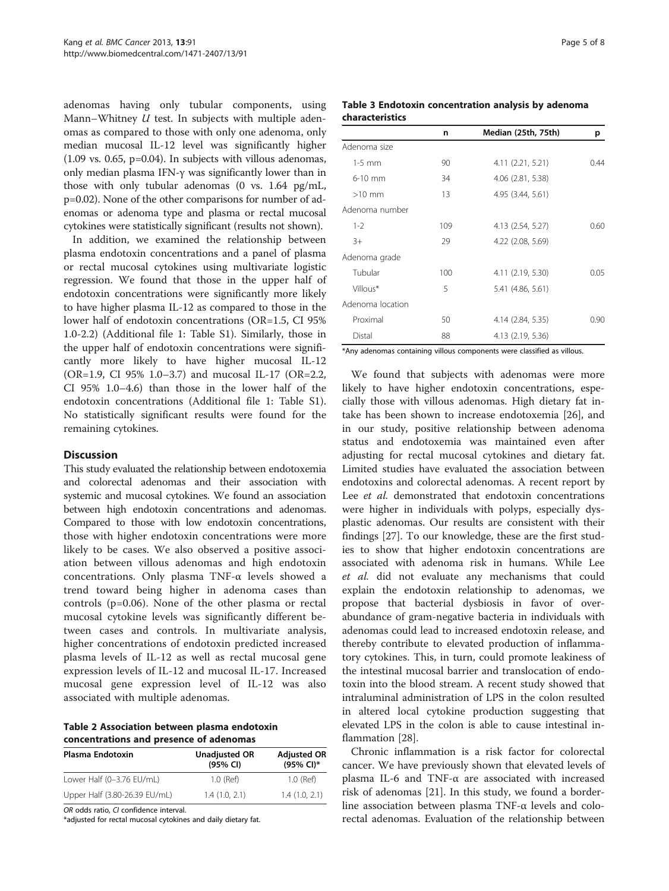adenomas having only tubular components, using Mann–Whitney *U* test. In subjects with multiple adenomas as compared to those with only one adenoma, only median mucosal IL-12 level was significantly higher (1.09 vs. 0.65, p=0.04). In subjects with villous adenomas, only median plasma IFN-γ was significantly lower than in those with only tubular adenomas (0 vs. 1.64 pg/mL, p=0.02). None of the other comparisons for number of adenomas or adenoma type and plasma or rectal mucosal cytokines were statistically significant (results not shown).

In addition, we examined the relationship between plasma endotoxin concentrations and a panel of plasma or rectal mucosal cytokines using multivariate logistic regression. We found that those in the upper half of endotoxin concentrations were significantly more likely to have higher plasma IL-12 as compared to those in the lower half of endotoxin concentrations (OR=1.5, CI 95% 1.0-2.2) (Additional file 1: Table S1). Similarly, those in the upper half of endotoxin concentrations were significantly more likely to have higher mucosal IL-12 (OR=1.9, CI 95% 1.0–3.7) and mucosal IL-17 (OR=2.2, CI 95% 1.0–4.6) than those in the lower half of the endotoxin concentrations (Additional file 1: Table S1). No statistically significant results were found for the remaining cytokines.

## Discussion

This study evaluated the relationship between endotoxemia and colorectal adenomas and their association with systemic and mucosal cytokines. We found an association between high endotoxin concentrations and adenomas. Compared to those with low endotoxin concentrations, those with higher endotoxin concentrations were more likely to be cases. We also observed a positive association between villous adenomas and high endotoxin concentrations. Only plasma TNF-α levels showed a trend toward being higher in adenoma cases than controls (p=0.06). None of the other plasma or rectal mucosal cytokine levels was significantly different between cases and controls. In multivariate analysis, higher concentrations of endotoxin predicted increased plasma levels of IL-12 as well as rectal mucosal gene expression levels of IL-12 and mucosal IL-17. Increased mucosal gene expression level of IL-12 was also associated with multiple adenomas.

**Table 2 Association between plasma endotoxin concentrations and presence of adenomas**

| Plasma Endotoxin | Unadjusted OR (95% CI) | Adjusted OR (95% CI)* |
|---|---|---|
| Lower Half (0–3.76 EU/mL) | 1.0 (Ref) | 1.0 (Ref) |
| Upper Half (3.80-26.39 EU/mL) | 1.4 (1.0, 2.1) | 1.4 (1.0, 2.1) |

*OR* odds ratio, *CI* confidence interval.
*adjusted for rectal mucosal cytokines and daily dietary fat.

**Table 3 Endotoxin concentration analysis by adenoma characteristics**

| | n | Median (25th, 75th) | p |
|---|---|---|---|
| Adenoma size | | | |
| 1-5 mm | 90 | 4.11 (2.21, 5.21) | 0.44 |
| 6-10 mm | 34 | 4.06 (2.81, 5.38) | |
| >10 mm | 13 | 4.95 (3.44, 5.61) | |
| Adenoma number | | | |
| 1-2 | 109 | 4.13 (2.54, 5.27) | 0.60 |
| 3+ | 29 | 4.22 (2.08, 5.69) | |
| Adenoma grade | | | |
| Tubular | 100 | 4.11 (2.19, 5.30) | 0.05 |
| Villous* | 5 | 5.41 (4.86, 5.61) | |
| Adenoma location | | | |
| Proximal | 50 | 4.14 (2.84, 5.35) | 0.90 |
| Distal | 88 | 4.13 (2.19, 5.36) | |

*Any adenomas containing villous components were classified as villous.

We found that subjects with adenomas were more likely to have higher endotoxin concentrations, especially those with villous adenomas. High dietary fat intake has been shown to increase endotoxemia [26], and in our study, positive relationship between adenoma status and endotoxemia was maintained even after adjusting for rectal mucosal cytokines and dietary fat. Limited studies have evaluated the association between endotoxins and colorectal adenomas. A recent report by Lee *et al.* demonstrated that endotoxin concentrations were higher in individuals with polyps, especially dysplastic adenomas. Our results are consistent with their findings [27]. To our knowledge, these are the first studies to show that higher endotoxin concentrations are associated with adenoma risk in humans. While Lee *et al.* did not evaluate any mechanisms that could explain the endotoxin relationship to adenomas, we propose that bacterial dysbiosis in favor of overabundance of gram-negative bacteria in individuals with adenomas could lead to increased endotoxin release, and thereby contribute to elevated production of inflammatory cytokines. This, in turn, could promote leakiness of the intestinal mucosal barrier and translocation of endotoxin into the blood stream. A recent study showed that intraluminal administration of LPS in the colon resulted in altered local cytokine production suggesting that elevated LPS in the colon is able to cause intestinal inflammation [28].

Chronic inflammation is a risk factor for colorectal cancer. We have previously shown that elevated levels of plasma IL-6 and TNF-α are associated with increased risk of adenomas [21]. In this study, we found a borderline association between plasma TNF-α levels and colorectal adenomas. Evaluation of the relationship between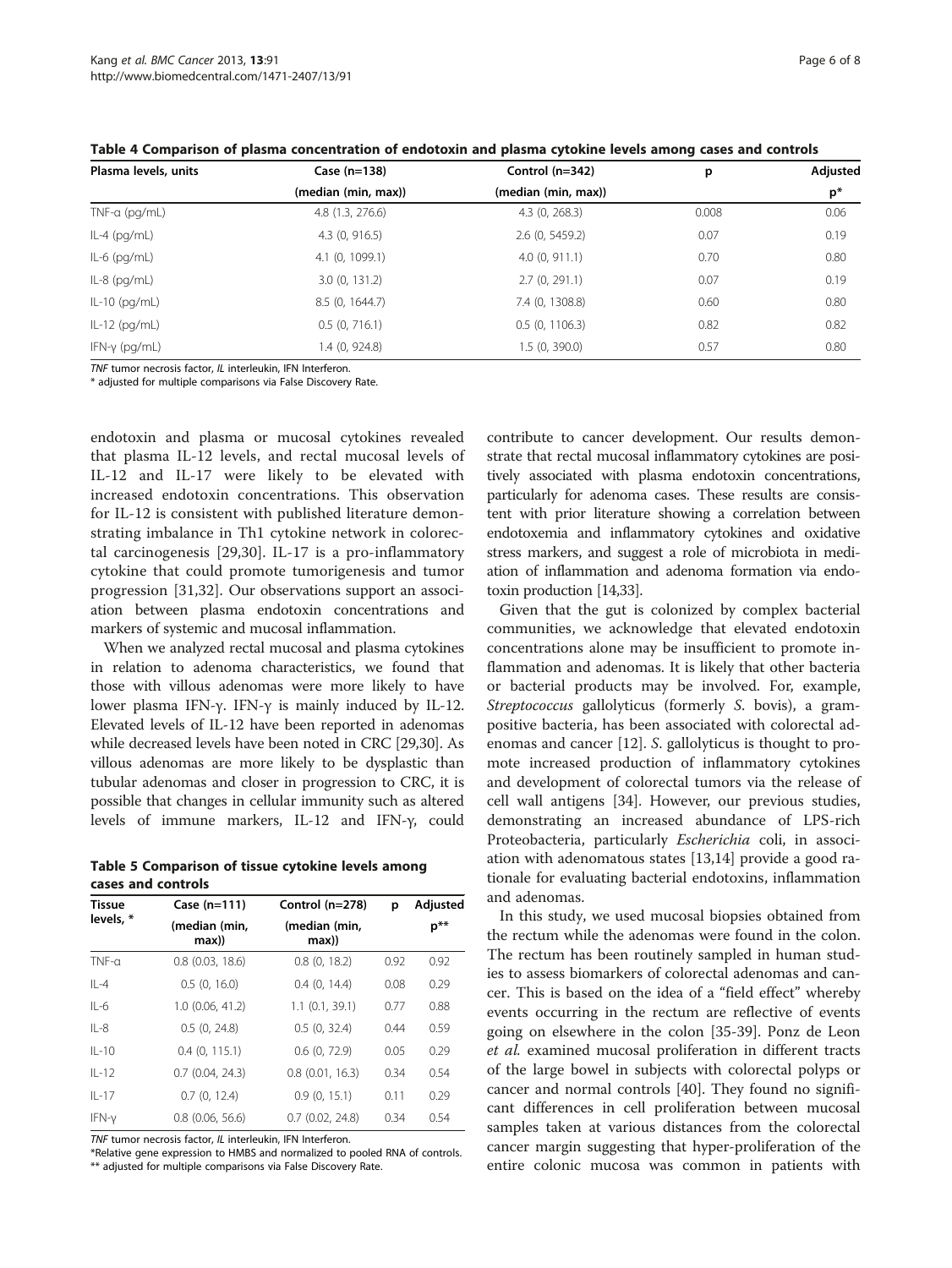**Table 4 Comparison of plasma concentration of endotoxin and plasma cytokine levels among cases and controls**

| Plasma levels, units | Case (n=138) (median (min, max)) | Control (n=342) (median (min, max)) | p | Adjusted p* |
|---|---|---|---|---|
| TNF-α (pg/mL) | 4.8 (1.3, 276.6) | 4.3 (0, 268.3) | 0.008 | 0.06 |
| IL-4 (pg/mL) | 4.3 (0, 916.5) | 2.6 (0, 5459.2) | 0.07 | 0.19 |
| IL-6 (pg/mL) | 4.1 (0, 1099.1) | 4.0 (0, 911.1) | 0.70 | 0.80 |
| IL-8 (pg/mL) | 3.0 (0, 131.2) | 2.7 (0, 291.1) | 0.07 | 0.19 |
| IL-10 (pg/mL) | 8.5 (0, 1644.7) | 7.4 (0, 1308.8) | 0.60 | 0.80 |
| IL-12 (pg/mL) | 0.5 (0, 716.1) | 0.5 (0, 1106.3) | 0.82 | 0.82 |
| IFN-γ (pg/mL) | 1.4 (0, 924.8) | 1.5 (0, 390.0) | 0.57 | 0.80 |

*TNF* tumor necrosis factor, *IL* interleukin, *IFN* Interferon.
* adjusted for multiple comparisons via False Discovery Rate.

endotoxin and plasma or mucosal cytokines revealed that plasma IL-12 levels, and rectal mucosal levels of IL-12 and IL-17 were likely to be elevated with increased endotoxin concentrations. This observation for IL-12 is consistent with published literature demonstrating imbalance in Th1 cytokine network in colorectal carcinogenesis [29,30]. IL-17 is a pro-inflammatory cytokine that could promote tumorigenesis and tumor progression [31,32]. Our observations support an association between plasma endotoxin concentrations and markers of systemic and mucosal inflammation.

When we analyzed rectal mucosal and plasma cytokines in relation to adenoma characteristics, we found that those with villous adenomas were more likely to have lower plasma IFN-γ. IFN-γ is mainly induced by IL-12. Elevated levels of IL-12 have been reported in adenomas while decreased levels have been noted in CRC [29,30]. As villous adenomas are more likely to be dysplastic than tubular adenomas and closer in progression to CRC, it is possible that changes in cellular immunity such as altered levels of immune markers, IL-12 and IFN-γ, could

**Table 5 Comparison of tissue cytokine levels among cases and controls**

| Tissue levels, * | Case (n=111) (median (min, max)) | Control (n=278) (median (min, max)) | p | Adjusted p** |
|---|---|---|---|---|
| TNF-α | 0.8 (0.03, 18.6) | 0.8 (0, 18.2) | 0.92 | 0.92 |
| IL-4 | 0.5 (0, 16.0) | 0.4 (0, 14.4) | 0.08 | 0.29 |
| IL-6 | 1.0 (0.06, 41.2) | 1.1 (0.1, 39.1) | 0.77 | 0.88 |
| IL-8 | 0.5 (0, 24.8) | 0.5 (0, 32.4) | 0.44 | 0.59 |
| IL-10 | 0.4 (0, 115.1) | 0.6 (0, 72.9) | 0.05 | 0.29 |
| IL-12 | 0.7 (0.04, 24.3) | 0.8 (0.01, 16.3) | 0.34 | 0.54 |
| IL-17 | 0.7 (0, 12.4) | 0.9 (0, 15.1) | 0.11 | 0.29 |
| IFN-γ | 0.8 (0.06, 56.6) | 0.7 (0.02, 24.8) | 0.34 | 0.54 |

*TNF* tumor necrosis factor, *IL* interleukin, *IFN* Interferon.
*Relative gene expression to HMBS and normalized to pooled RNA of controls.
** adjusted for multiple comparisons via False Discovery Rate.

contribute to cancer development. Our results demonstrate that rectal mucosal inflammatory cytokines are positively associated with plasma endotoxin concentrations, particularly for adenoma cases. These results are consistent with prior literature showing a correlation between endotoxemia and inflammatory cytokines and oxidative stress markers, and suggest a role of microbiota in mediation of inflammation and adenoma formation via endotoxin production [14,33].

Given that the gut is colonized by complex bacterial communities, we acknowledge that elevated endotoxin concentrations alone may be insufficient to promote inflammation and adenomas. It is likely that other bacteria or bacterial products may be involved. For, example, *Streptococcus* gallolyticus (formerly *S.* bovis), a gram-positive bacteria, has been associated with colorectal adenomas and cancer [12]. *S.* gallolyticus is thought to promote increased production of inflammatory cytokines and development of colorectal tumors via the release of cell wall antigens [34]. However, our previous studies, demonstrating an increased abundance of LPS-rich Proteobacteria, particularly *Escherichia* coli, in association with adenomatous states [13,14] provide a good rationale for evaluating bacterial endotoxins, inflammation and adenomas.

In this study, we used mucosal biopsies obtained from the rectum while the adenomas were found in the colon. The rectum has been routinely sampled in human studies to assess biomarkers of colorectal adenomas and cancer. This is based on the idea of a "field effect" whereby events occurring in the rectum are reflective of events going on elsewhere in the colon [35-39]. Ponz de Leon *et al.* examined mucosal proliferation in different tracts of the large bowel in subjects with colorectal polyps or cancer and normal controls [40]. They found no significant differences in cell proliferation between mucosal samples taken at various distances from the colorectal cancer margin suggesting that hyper-proliferation of the entire colonic mucosa was common in patients with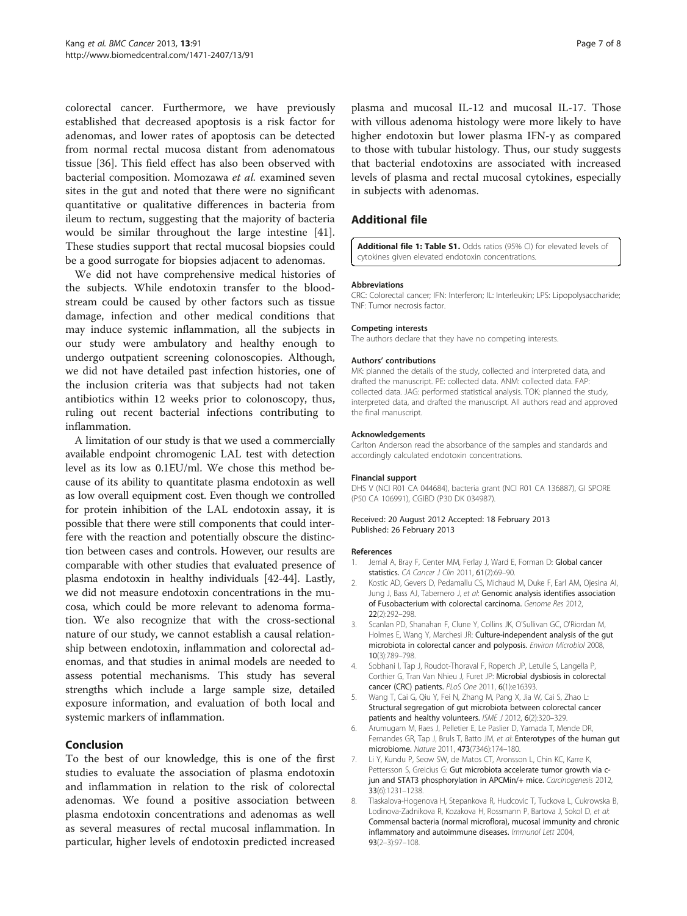colorectal cancer. Furthermore, we have previously established that decreased apoptosis is a risk factor for adenomas, and lower rates of apoptosis can be detected from normal rectal mucosa distant from adenomatous tissue [36]. This field effect has also been observed with bacterial composition. Momozawa *et al.* examined seven sites in the gut and noted that there were no significant quantitative or qualitative differences in bacteria from ileum to rectum, suggesting that the majority of bacteria would be similar throughout the large intestine [41]. These studies support that rectal mucosal biopsies could be a good surrogate for biopsies adjacent to adenomas.

We did not have comprehensive medical histories of the subjects. While endotoxin transfer to the bloodstream could be caused by other factors such as tissue damage, infection and other medical conditions that may induce systemic inflammation, all the subjects in our study were ambulatory and healthy enough to undergo outpatient screening colonoscopies. Although, we did not have detailed past infection histories, one of the inclusion criteria was that subjects had not taken antibiotics within 12 weeks prior to colonoscopy, thus, ruling out recent bacterial infections contributing to inflammation.

A limitation of our study is that we used a commercially available endpoint chromogenic LAL test with detection level as its low as 0.1EU/ml. We chose this method because of its ability to quantitate plasma endotoxin as well as low overall equipment cost. Even though we controlled for protein inhibition of the LAL endotoxin assay, it is possible that there were still components that could interfere with the reaction and potentially obscure the distinction between cases and controls. However, our results are comparable with other studies that evaluated presence of plasma endotoxin in healthy individuals [42-44]. Lastly, we did not measure endotoxin concentrations in the mucosa, which could be more relevant to adenoma formation. We also recognize that with the cross-sectional nature of our study, we cannot establish a causal relationship between endotoxin, inflammation and colorectal adenomas, and that studies in animal models are needed to assess potential mechanisms. This study has several strengths which include a large sample size, detailed exposure information, and evaluation of both local and systemic markers of inflammation.

## Conclusion

To the best of our knowledge, this is one of the first studies to evaluate the association of plasma endotoxin and inflammation in relation to the risk of colorectal adenomas. We found a positive association between plasma endotoxin concentrations and adenomas as well as several measures of rectal mucosal inflammation. In particular, higher levels of endotoxin predicted increased plasma and mucosal IL-12 and mucosal IL-17. Those with villous adenoma histology were more likely to have higher endotoxin but lower plasma IFN-γ as compared to those with tubular histology. Thus, our study suggests that bacterial endotoxins are associated with increased levels of plasma and rectal mucosal cytokines, especially in subjects with adenomas.

## Additional file

**Additional file 1: Table S1.** Odds ratios (95% CI) for elevated levels of cytokines given elevated endotoxin concentrations.

#### Abbreviations

CRC: Colorectal cancer; IFN: Interferon; IL: Interleukin; LPS: Lipopolysaccharide; TNF: Tumor necrosis factor.

#### Competing interests

The authors declare that they have no competing interests.

#### Authors' contributions

MK: planned the details of the study, collected and interpreted data, and drafted the manuscript. PE: collected data. ANM: collected data. FAP: collected data. JAG: performed statistical analysis. TOK: planned the study, interpreted data, and drafted the manuscript. All authors read and approved the final manuscript.

#### Acknowledgements

Carlton Anderson read the absorbance of the samples and standards and accordingly calculated endotoxin concentrations.

#### Financial support

DHS V (NCI R01 CA 044684), bacteria grant (NCI R01 CA 136887), GI SPORE (P50 CA 106991), CGIBD (P30 DK 034987).

Received: 20 August 2012 Accepted: 18 February 2013
Published: 26 February 2013

#### References

1. Jemal A, Bray F, Center MM, Ferlay J, Ward E, Forman D: **Global cancer statistics.** *CA Cancer J Clin* 2011, **61**(2):69–90.
2. Kostic AD, Gevers D, Pedamallu CS, Michaud M, Duke F, Earl AM, Ojesina AI, Jung J, Bass AJ, Tabernero J, *et al*: **Genomic analysis identifies association of Fusobacterium with colorectal carcinoma.** *Genome Res* 2012, **22**(2):292–298.
3. Scanlan PD, Shanahan F, Clune Y, Collins JK, O'Sullivan GC, O'Riordan M, Holmes E, Wang Y, Marchesi JR: **Culture-independent analysis of the gut microbiota in colorectal cancer and polyposis.** *Environ Microbiol* 2008, **10**(3):789–798.
4. Sobhani I, Tap J, Roudot-Thoraval F, Roperch JP, Letulle S, Langella P, Corthier G, Tran Van Nhieu J, Furet JP: **Microbial dysbiosis in colorectal cancer (CRC) patients.** *PLoS One* 2011, **6**(1):e16393.
5. Wang T, Cai G, Qiu Y, Fei N, Zhang M, Pang X, Jia W, Cai S, Zhao L: **Structural segregation of gut microbiota between colorectal cancer patients and healthy volunteers.** *ISME J* 2012, **6**(2):320–329.
6. Arumugam M, Raes J, Pelletier E, Le Paslier D, Yamada T, Mende DR, Fernandes GR, Tap J, Bruls T, Batto JM, *et al*: **Enterotypes of the human gut microbiome.** *Nature* 2011, **473**(7346):174–180.
7. Li Y, Kundu P, Seow SW, de Matos CT, Aronsson L, Chin KC, Karre K, Pettersson S, Greicius G: **Gut microbiota accelerate tumor growth via c-jun and STAT3 phosphorylation in APCMin/+ mice.** *Carcinogenesis* 2012, **33**(6):1231–1238.
8. Tlaskalova-Hogenova H, Stepankova R, Hudcovic T, Tuckova L, Cukrowska B, Lodinova-Zadnikova R, Kozakova H, Rossmann P, Bartova J, Sokol D, *et al*: **Commensal bacteria (normal microflora), mucosal immunity and chronic inflammatory and autoimmune diseases.** *Immunol Lett* 2004, **93**(2–3):97–108.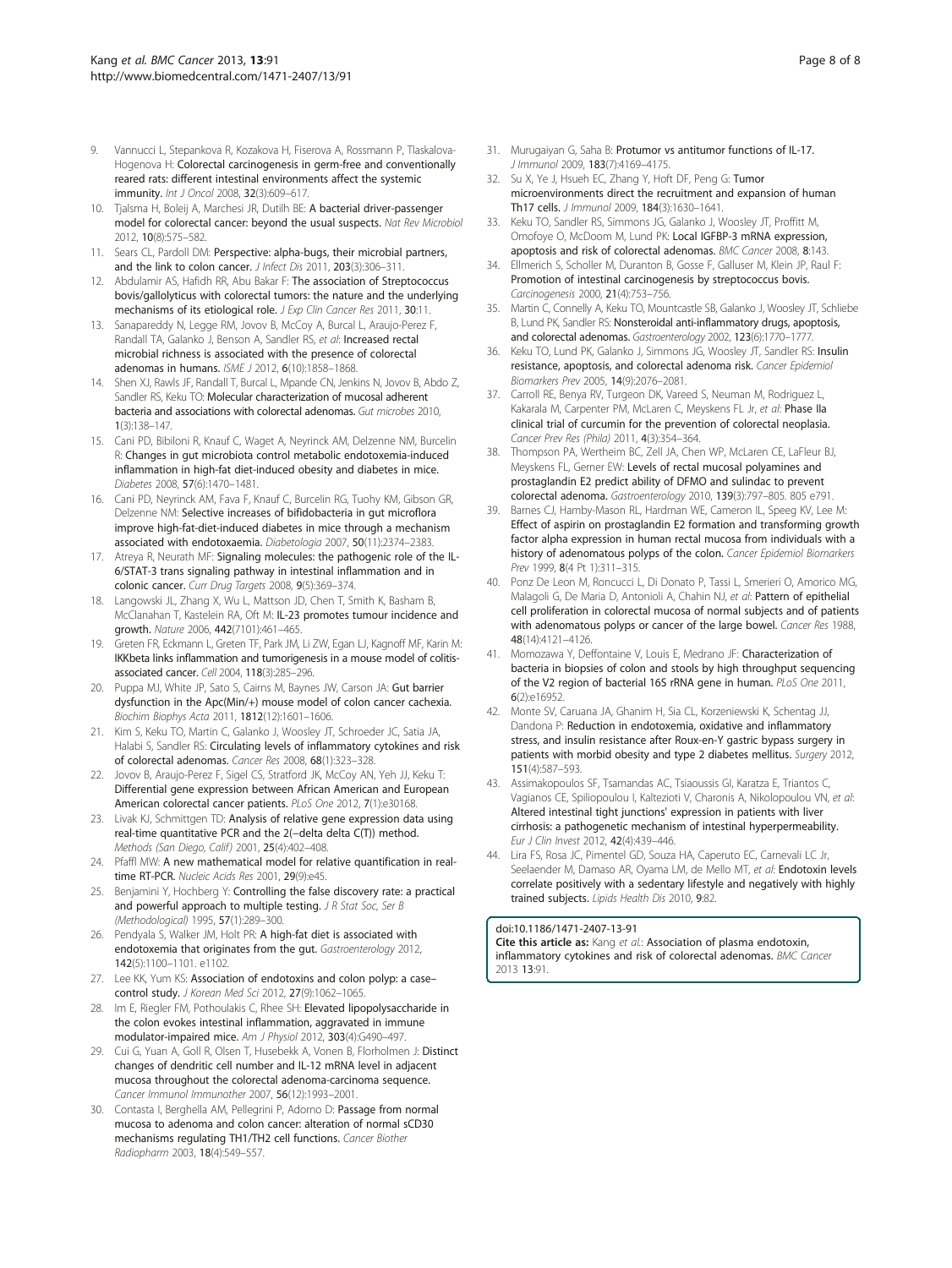9. Vannucci L, Stepankova R, Kozakova H, Fiserova A, Rossmann P, Tlaskalova-Hogenova H: **Colorectal carcinogenesis in germ-free and conventionally reared rats: different intestinal environments affect the systemic immunity.** *Int J Oncol* 2008, **32**(3):609–617.
10. Tjalsma H, Boleij A, Marchesi JR, Dutilh BE: **A bacterial driver-passenger model for colorectal cancer: beyond the usual suspects.** *Nat Rev Microbiol* 2012, **10**(8):575–582.
11. Sears CL, Pardoll DM: **Perspective: alpha-bugs, their microbial partners, and the link to colon cancer.** *J Infect Dis* 2011, **203**(3):306–311.
12. Abdulamir AS, Hafidh RR, Abu Bakar F: **The association of Streptococcus bovis/gallolyticus with colorectal tumors: the nature and the underlying mechanisms of its etiological role.** *J Exp Clin Cancer Res* 2011, **30**:11.
13. Sanapareddy N, Legge RM, Jovov B, McCoy A, Burcal L, Araujo-Perez F, Randall TA, Galanko J, Benson A, Sandler RS, *et al*: **Increased rectal microbial richness is associated with the presence of colorectal adenomas in humans.** *ISME J* 2012, **6**(10):1858–1868.
14. Shen XJ, Rawls JF, Randall T, Burcal L, Mpande CN, Jenkins N, Jovov B, Abdo Z, Sandler RS, Keku TO: **Molecular characterization of mucosal adherent bacteria and associations with colorectal adenomas.** *Gut microbes* 2010, **1**(3):138–147.
15. Cani PD, Bibiloni R, Knauf C, Waget A, Neyrinck AM, Delzenne NM, Burcelin R: **Changes in gut microbiota control metabolic endotoxemia-induced inflammation in high-fat diet-induced obesity and diabetes in mice.** *Diabetes* 2008, **57**(6):1470–1481.
16. Cani PD, Neyrinck AM, Fava F, Knauf C, Burcelin RG, Tuohy KM, Gibson GR, Delzenne NM: **Selective increases of bifidobacteria in gut microflora improve high-fat-diet-induced diabetes in mice through a mechanism associated with endotoxaemia.** *Diabetologia* 2007, **50**(11):2374–2383.
17. Atreya R, Neurath MF: **Signaling molecules: the pathogenic role of the IL-6/STAT-3 trans signaling pathway in intestinal inflammation and in colonic cancer.** *Curr Drug Targets* 2008, **9**(5):369–374.
18. Langowski JL, Zhang X, Wu L, Mattson JD, Chen T, Smith K, Basham B, McClanahan T, Kastelein RA, Oft M: **IL-23 promotes tumour incidence and growth.** *Nature* 2006, **442**(7101):461–465.
19. Greten FR, Eckmann L, Greten TF, Park JM, Li ZW, Egan LJ, Kagnoff MF, Karin M: **IKKbeta links inflammation and tumorigenesis in a mouse model of colitis-associated cancer.** *Cell* 2004, **118**(3):285–296.
20. Puppa MJ, White JP, Sato S, Cairns M, Baynes JW, Carson JA: **Gut barrier dysfunction in the Apc(Min/+) mouse model of colon cancer cachexia.** *Biochim Biophys Acta* 2011, **1812**(12):1601–1606.
21. Kim S, Keku TO, Martin C, Galanko J, Woosley JT, Schroeder JC, Satia JA, Halabi S, Sandler RS: **Circulating levels of inflammatory cytokines and risk of colorectal adenomas.** *Cancer Res* 2008, **68**(1):323–328.
22. Jovov B, Araujo-Perez F, Sigel CS, Stratford JK, McCoy AN, Yeh JJ, Keku T: **Differential gene expression between African American and European American colorectal cancer patients.** *PLoS One* 2012, **7**(1):e30168.
23. Livak KJ, Schmittgen TD: **Analysis of relative gene expression data using real-time quantitative PCR and the 2(−delta delta C(T)) method.** *Methods (San Diego, Calif)* 2001, **25**(4):402–408.
24. Pfaffl MW: **A new mathematical model for relative quantification in real-time RT-PCR.** *Nucleic Acids Res* 2001, **29**(9):e45.
25. Benjamini Y, Hochberg Y: **Controlling the false discovery rate: a practical and powerful approach to multiple testing.** *J R Stat Soc, Ser B (Methodological)* 1995, **57**(1):289–300.
26. Pendyala S, Walker JM, Holt PR: **A high-fat diet is associated with endotoxemia that originates from the gut.** *Gastroenterology* 2012, **142**(5):1100–1101. e1102.
27. Lee KK, Yum KS: **Association of endotoxins and colon polyp: a case–control study.** *J Korean Med Sci* 2012, **27**(9):1062–1065.
28. Im E, Riegler FM, Pothoulakis C, Rhee SH: **Elevated lipopolysaccharide in the colon evokes intestinal inflammation, aggravated in immune modulator-impaired mice.** *Am J Physiol* 2012, **303**(4):G490–497.
29. Cui G, Yuan A, Goll R, Olsen T, Husebekk A, Vonen B, Florholmen J: **Distinct changes of dendritic cell number and IL-12 mRNA level in adjacent mucosa throughout the colorectal adenoma-carcinoma sequence.** *Cancer Immunol Immunother* 2007, **56**(12):1993–2001.
30. Contasta I, Berghella AM, Pellegrini P, Adorno D: **Passage from normal mucosa to adenoma and colon cancer: alteration of normal sCD30 mechanisms regulating TH1/TH2 cell functions.** *Cancer Biother Radiopharm* 2003, **18**(4):549–557.
31. Murugaiyan G, Saha B: **Protumor vs antitumor functions of IL-17.** *J Immunol* 2009, **183**(7):4169–4175.
32. Su X, Ye J, Hsueh EC, Zhang Y, Hoft DF, Peng G: **Tumor microenvironments direct the recruitment and expansion of human Th17 cells.** *J Immunol* 2009, **184**(3):1630–1641.
33. Keku TO, Sandler RS, Simmons JG, Galanko J, Woosley JT, Proffitt M, Omofoye O, McDoom M, Lund PK: **Local IGFBP-3 mRNA expression, apoptosis and risk of colorectal adenomas.** *BMC Cancer* 2008, **8**:143.
34. Ellmerich S, Scholler M, Duranton B, Gosse F, Galluser M, Klein JP, Raul F: **Promotion of intestinal carcinogenesis by streptococcus bovis.** *Carcinogenesis* 2000, **21**(4):753–756.
35. Martin C, Connelly A, Keku TO, Mountcastle SB, Galanko J, Woosley JT, Schliebe B, Lund PK, Sandler RS: **Nonsteroidal anti-inflammatory drugs, apoptosis, and colorectal adenomas.** *Gastroenterology* 2002, **123**(6):1770–1777.
36. Keku TO, Lund PK, Galanko J, Simmons JG, Woosley JT, Sandler RS: **Insulin resistance, apoptosis, and colorectal adenoma risk.** *Cancer Epidemiol Biomarkers Prev* 2005, **14**(9):2076–2081.
37. Carroll RE, Benya RV, Turgeon DK, Vareed S, Neuman M, Rodriguez L, Kakarala M, Carpenter PM, McLaren C, Meyskens FL Jr, *et al*: **Phase IIa clinical trial of curcumin for the prevention of colorectal neoplasia.** *Cancer Prev Res (Phila)* 2011, **4**(3):354–364.
38. Thompson PA, Wertheim BC, Zell JA, Chen WP, McLaren CE, LaFleur BJ, Meyskens FL, Gerner EW: **Levels of rectal mucosal polyamines and prostaglandin E2 predict ability of DFMO and sulindac to prevent colorectal adenoma.** *Gastroenterology* 2010, **139**(3):797–805. 805 e791.
39. Barnes CJ, Hamby-Mason RL, Hardman WE, Cameron IL, Speeg KV, Lee M: **Effect of aspirin on prostaglandin E2 formation and transforming growth factor alpha expression in human rectal mucosa from individuals with a history of adenomatous polyps of the colon.** *Cancer Epidemiol Biomarkers Prev* 1999, **8**(4 Pt 1):311–315.
40. Ponz De Leon M, Roncucci L, Di Donato P, Tassi L, Smerieri O, Amorico MG, Malagoli G, De Maria D, Antonioli A, Chahin NJ, *et al*: **Pattern of epithelial cell proliferation in colorectal mucosa of normal subjects and of patients with adenomatous polyps or cancer of the large bowel.** *Cancer Res* 1988, **48**(14):4121–4126.
41. Momozawa Y, Deffontaine V, Louis E, Medrano JF: **Characterization of bacteria in biopsies of colon and stools by high throughput sequencing of the V2 region of bacterial 16S rRNA gene in human.** *PLoS One* 2011, **6**(2):e16952.
42. Monte SV, Caruana JA, Ghanim H, Sia CL, Korzeniewski K, Schentag JJ, Dandona P: **Reduction in endotoxemia, oxidative and inflammatory stress, and insulin resistance after Roux-en-Y gastric bypass surgery in patients with morbid obesity and type 2 diabetes mellitus.** *Surgery* 2012, **151**(4):587–593.
43. Assimakopoulos SF, Tsamandas AC, Tsiaoussis GI, Karatza E, Triantos C, Vagianos CE, Spiliopoulou I, Kaltezioti V, Charonis A, Nikolopoulou VN, *et al*: **Altered intestinal tight junctions' expression in patients with liver cirrhosis: a pathogenetic mechanism of intestinal hyperpermeability.** *Eur J Clin Invest* 2012, **42**(4):439–446.
44. Lira FS, Rosa JC, Pimentel GD, Souza HA, Caperuto EC, Carnevali LC Jr, Seelaender M, Damaso AR, Oyama LM, de Mello MT, *et al*: **Endotoxin levels correlate positively with a sedentary lifestyle and negatively with highly trained subjects.** *Lipids Health Dis* 2010, **9**:82.

doi:10.1186/1471-2407-13-91
**Cite this article as:** Kang *et al.*: Association of plasma endotoxin, inflammatory cytokines and risk of colorectal adenomas. *BMC Cancer* 2013 **13**:91.